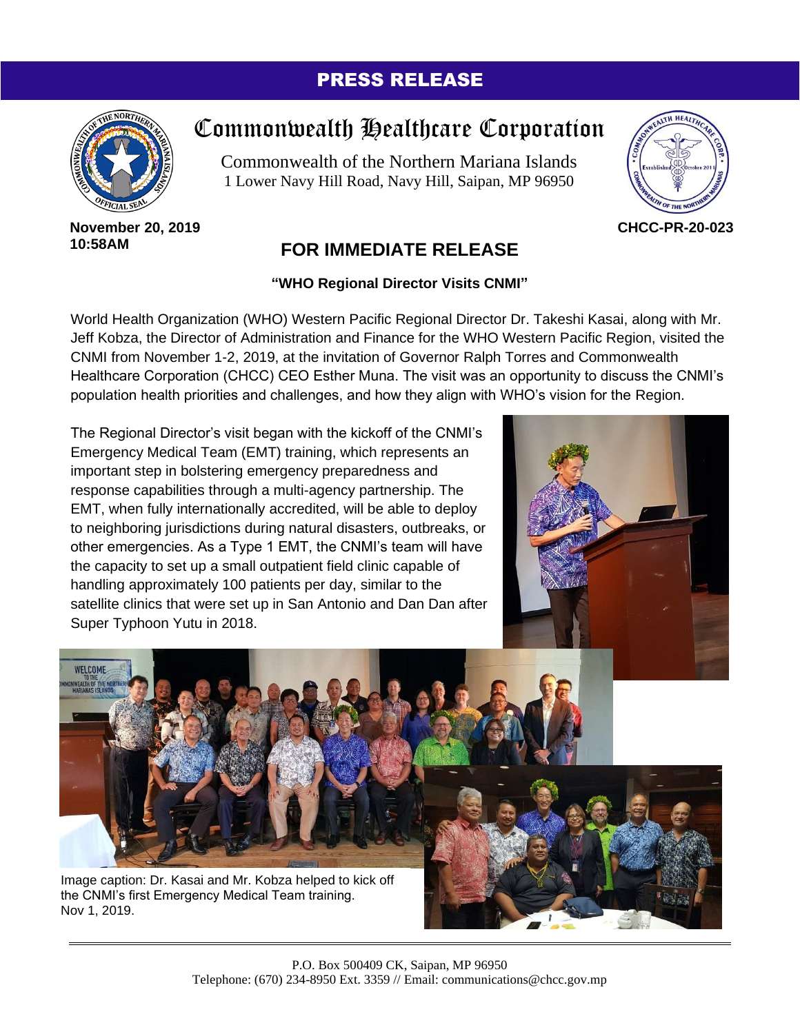# PRESS RELEASE

## Commonwealth Healthcare Corporation

Commonwealth of the Northern Mariana Islands
1 Lower Navy Hill Road, Navy Hill, Saipan, MP 96950

**November 20, 2019**
**10:58AM**

**CHCC-PR-20-023**

## FOR IMMEDIATE RELEASE

**"WHO Regional Director Visits CNMI"**

World Health Organization (WHO) Western Pacific Regional Director Dr. Takeshi Kasai, along with Mr. Jeff Kobza, the Director of Administration and Finance for the WHO Western Pacific Region, visited the CNMI from November 1-2, 2019, at the invitation of Governor Ralph Torres and Commonwealth Healthcare Corporation (CHCC) CEO Esther Muna. The visit was an opportunity to discuss the CNMI's population health priorities and challenges, and how they align with WHO's vision for the Region.

The Regional Director's visit began with the kickoff of the CNMI's Emergency Medical Team (EMT) training, which represents an important step in bolstering emergency preparedness and response capabilities through a multi-agency partnership. The EMT, when fully internationally accredited, will be able to deploy to neighboring jurisdictions during natural disasters, outbreaks, or other emergencies. As a Type 1 EMT, the CNMI's team will have the capacity to set up a small outpatient field clinic capable of handling approximately 100 patients per day, similar to the satellite clinics that were set up in San Antonio and Dan Dan after Super Typhoon Yutu in 2018.

Image caption: Dr. Kasai and Mr. Kobza helped to kick off the CNMI's first Emergency Medical Team training. Nov 1, 2019.

P.O. Box 500409 CK, Saipan, MP 96950
Telephone: (670) 234-8950 Ext. 3359 // Email: communications@chcc.gov.mp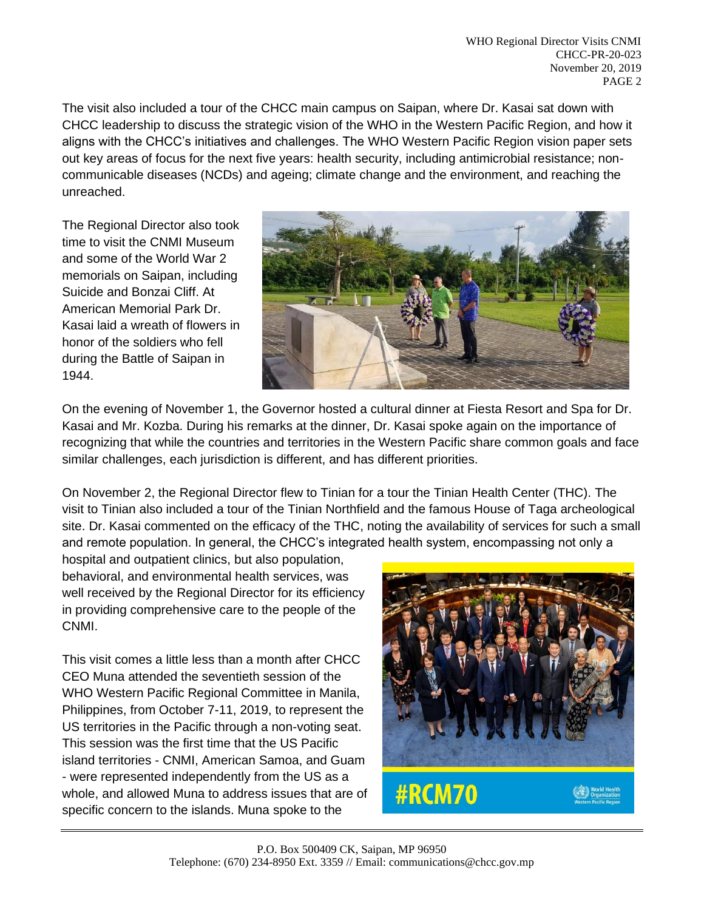The visit also included a tour of the CHCC main campus on Saipan, where Dr. Kasai sat down with CHCC leadership to discuss the strategic vision of the WHO in the Western Pacific Region, and how it aligns with the CHCC's initiatives and challenges. The WHO Western Pacific Region vision paper sets out key areas of focus for the next five years: health security, including antimicrobial resistance; non-communicable diseases (NCDs) and ageing; climate change and the environment, and reaching the unreached.

The Regional Director also took time to visit the CNMI Museum and some of the World War 2 memorials on Saipan, including Suicide and Bonzai Cliff. At American Memorial Park Dr. Kasai laid a wreath of flowers in honor of the soldiers who fell during the Battle of Saipan in 1944.

On the evening of November 1, the Governor hosted a cultural dinner at Fiesta Resort and Spa for Dr. Kasai and Mr. Kozba. During his remarks at the dinner, Dr. Kasai spoke again on the importance of recognizing that while the countries and territories in the Western Pacific share common goals and face similar challenges, each jurisdiction is different, and has different priorities.

On November 2, the Regional Director flew to Tinian for a tour the Tinian Health Center (THC). The visit to Tinian also included a tour of the Tinian Northfield and the famous House of Taga archeological site. Dr. Kasai commented on the efficacy of the THC, noting the availability of services for such a small and remote population. In general, the CHCC's integrated health system, encompassing not only a hospital and outpatient clinics, but also population, behavioral, and environmental health services, was well received by the Regional Director for its efficiency in providing comprehensive care to the people of the CNMI.

This visit comes a little less than a month after CHCC CEO Muna attended the seventieth session of the WHO Western Pacific Regional Committee in Manila, Philippines, from October 7-11, 2019, to represent the US territories in the Pacific through a non-voting seat. This session was the first time that the US Pacific island territories - CNMI, American Samoa, and Guam - were represented independently from the US as a whole, and allowed Muna to address issues that are of specific concern to the islands. Muna spoke to the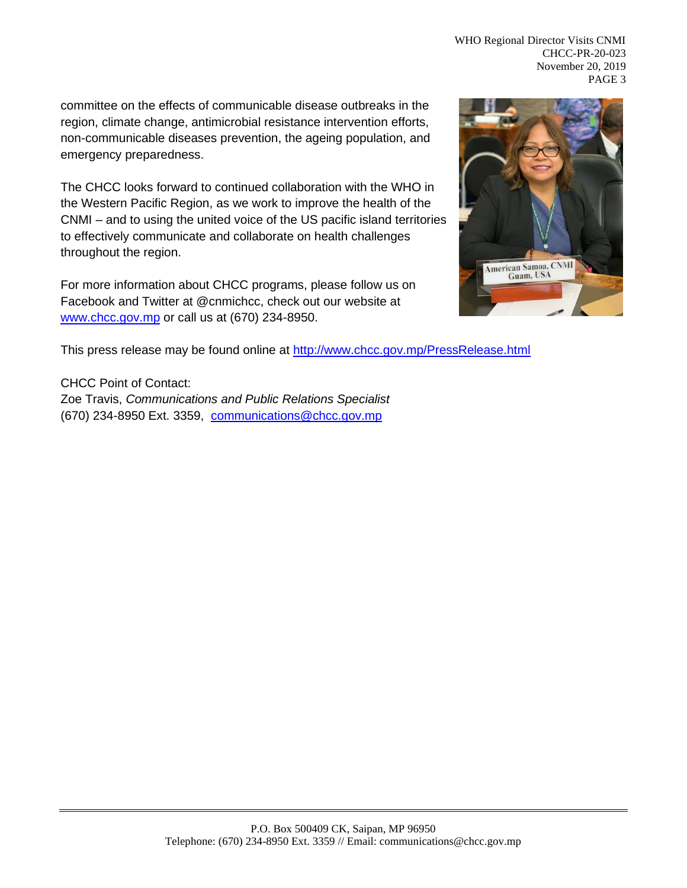committee on the effects of communicable disease outbreaks in the region, climate change, antimicrobial resistance intervention efforts, non-communicable diseases prevention, the ageing population, and emergency preparedness.

The CHCC looks forward to continued collaboration with the WHO in the Western Pacific Region, as we work to improve the health of the CNMI – and to using the united voice of the US pacific island territories to effectively communicate and collaborate on health challenges throughout the region.

For more information about CHCC programs, please follow us on Facebook and Twitter at @cnmichcc, check out our website at www.chcc.gov.mp or call us at (670) 234-8950.

This press release may be found online at http://www.chcc.gov.mp/PressRelease.html

CHCC Point of Contact:
Zoe Travis, *Communications and Public Relations Specialist*
(670) 234-8950 Ext. 3359, communications@chcc.gov.mp

P.O. Box 500409 CK, Saipan, MP 96950
Telephone: (670) 234-8950 Ext. 3359 // Email: communications@chcc.gov.mp